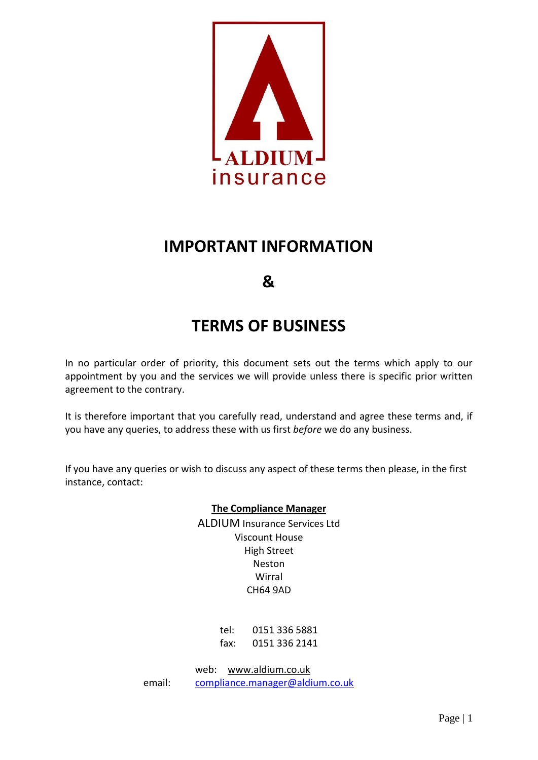ALDIUM
insurance

# IMPORTANT INFORMATION

# &

# TERMS OF BUSINESS

In no particular order of priority, this document sets out the terms which apply to our appointment by you and the services we will provide unless there is specific prior written agreement to the contrary.

It is therefore important that you carefully read, understand and agree these terms and, if you have any queries, to address these with us first *before* we do any business.

If you have any queries or wish to discuss any aspect of these terms then please, in the first instance, contact:

**The Compliance Manager**
ALDIUM Insurance Services Ltd
Viscount House
High Street
Neston
Wirral
CH64 9AD

tel: 0151 336 5881
fax: 0151 336 2141

web: www.aldium.co.uk
email: compliance.manager@aldium.co.uk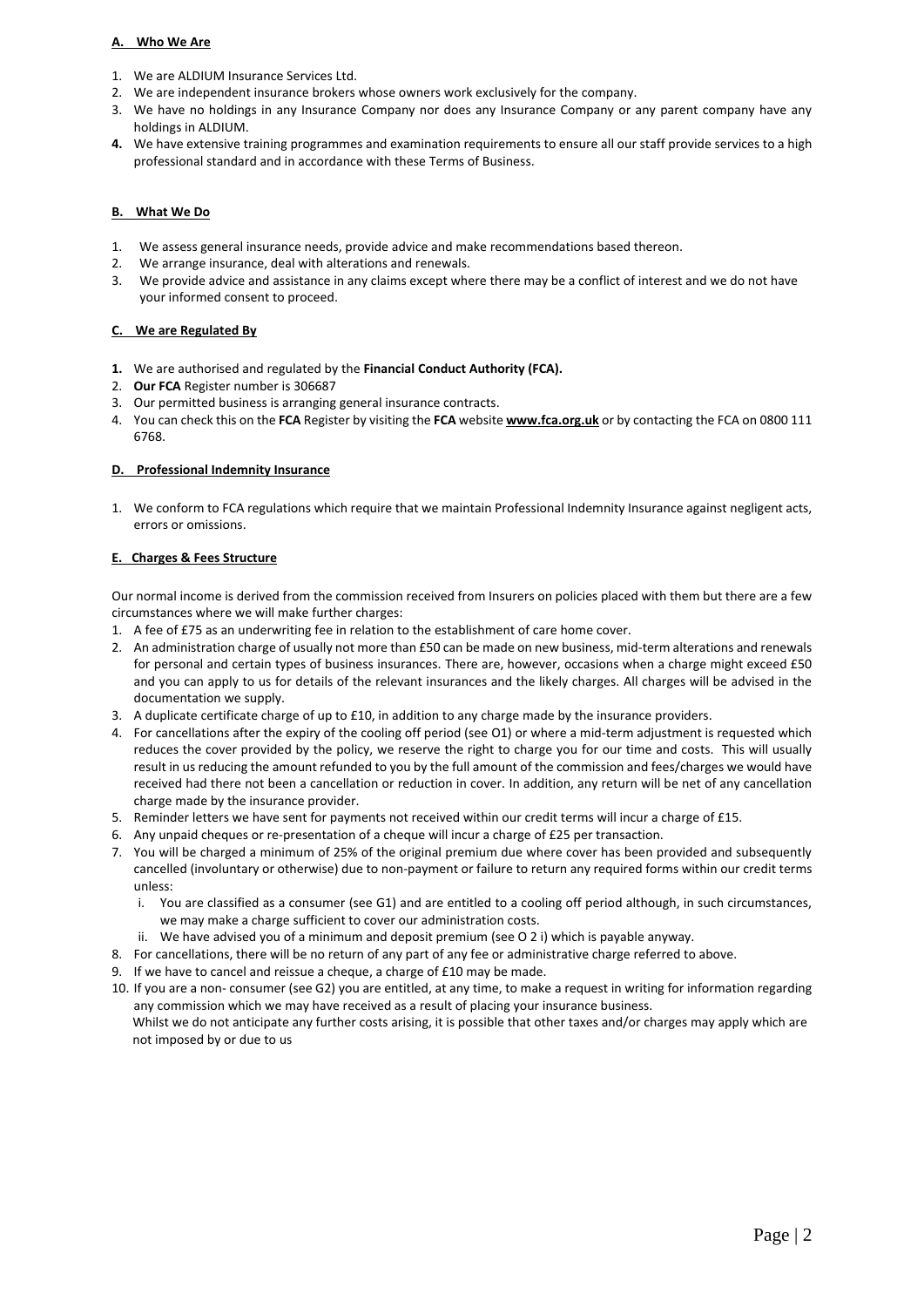## A. Who We Are

1. We are ALDIUM Insurance Services Ltd.
2. We are independent insurance brokers whose owners work exclusively for the company.
3. We have no holdings in any Insurance Company nor does any Insurance Company or any parent company have any holdings in ALDIUM.
4. We have extensive training programmes and examination requirements to ensure all our staff provide services to a high professional standard and in accordance with these Terms of Business.

## B. What We Do

1. We assess general insurance needs, provide advice and make recommendations based thereon.
2. We arrange insurance, deal with alterations and renewals.
3. We provide advice and assistance in any claims except where there may be a conflict of interest and we do not have your informed consent to proceed.

## C. We are Regulated By

1. We are authorised and regulated by the **Financial Conduct Authority (FCA).**
2. **Our FCA** Register number is 306687
3. Our permitted business is arranging general insurance contracts.
4. You can check this on the **FCA** Register by visiting the **FCA** website **www.fca.org.uk** or by contacting the FCA on 0800 111 6768.

## D. Professional Indemnity Insurance

1. We conform to FCA regulations which require that we maintain Professional Indemnity Insurance against negligent acts, errors or omissions.

## E. Charges & Fees Structure

Our normal income is derived from the commission received from Insurers on policies placed with them but there are a few circumstances where we will make further charges:

1. A fee of £75 as an underwriting fee in relation to the establishment of care home cover.
2. An administration charge of usually not more than £50 can be made on new business, mid-term alterations and renewals for personal and certain types of business insurances. There are, however, occasions when a charge might exceed £50 and you can apply to us for details of the relevant insurances and the likely charges. All charges will be advised in the documentation we supply.
3. A duplicate certificate charge of up to £10, in addition to any charge made by the insurance providers.
4. For cancellations after the expiry of the cooling off period (see O1) or where a mid-term adjustment is requested which reduces the cover provided by the policy, we reserve the right to charge you for our time and costs. This will usually result in us reducing the amount refunded to you by the full amount of the commission and fees/charges we would have received had there not been a cancellation or reduction in cover. In addition, any return will be net of any cancellation charge made by the insurance provider.
5. Reminder letters we have sent for payments not received within our credit terms will incur a charge of £15.
6. Any unpaid cheques or re-presentation of a cheque will incur a charge of £25 per transaction.
7. You will be charged a minimum of 25% of the original premium due where cover has been provided and subsequently cancelled (involuntary or otherwise) due to non-payment or failure to return any required forms within our credit terms unless:
   1. You are classified as a consumer (see G1) and are entitled to a cooling off period although, in such circumstances, we may make a charge sufficient to cover our administration costs.
   2. We have advised you of a minimum and deposit premium (see O 2 i) which is payable anyway.
8. For cancellations, there will be no return of any part of any fee or administrative charge referred to above.
9. If we have to cancel and reissue a cheque, a charge of £10 may be made.
10. If you are a non- consumer (see G2) you are entitled, at any time, to make a request in writing for information regarding any commission which we may have received as a result of placing your insurance business.

    Whilst we do not anticipate any further costs arising, it is possible that other taxes and/or charges may apply which are not imposed by or due to us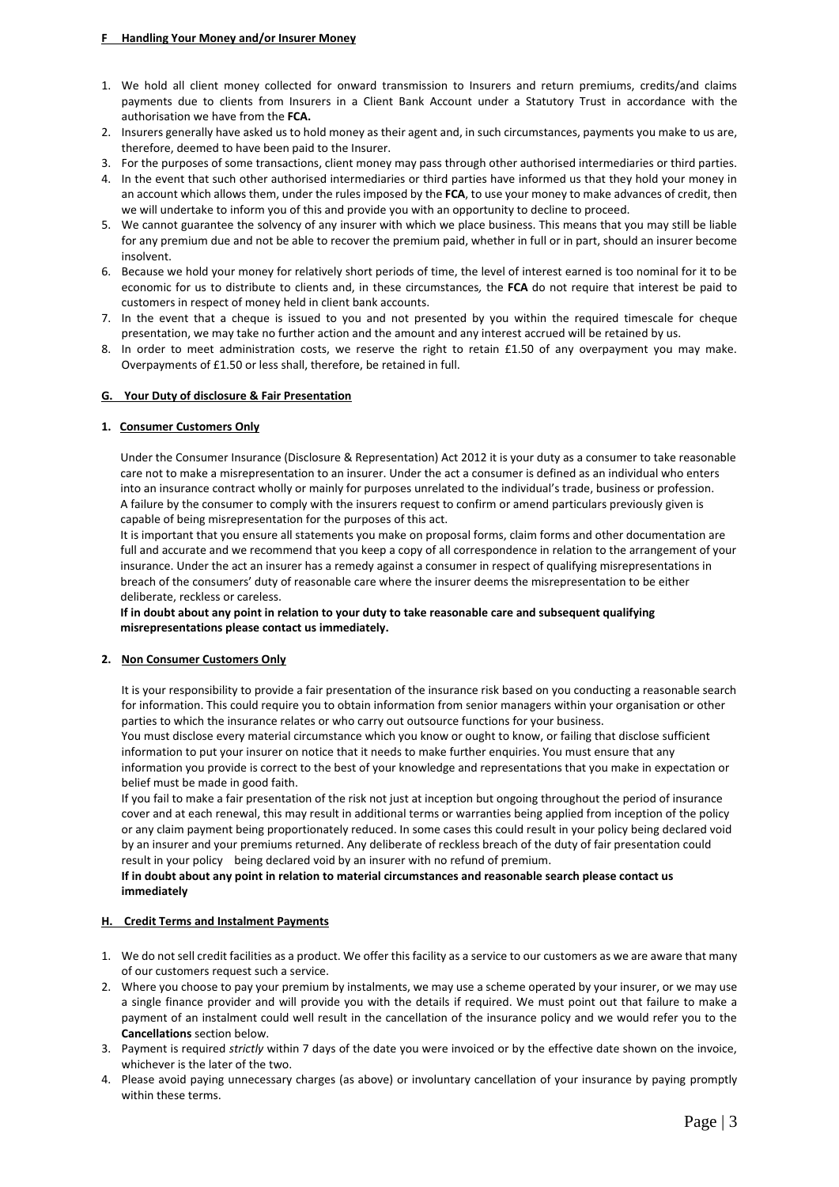## F Handling Your Money and/or Insurer Money

1. We hold all client money collected for onward transmission to Insurers and return premiums, credits/and claims payments due to clients from Insurers in a Client Bank Account under a Statutory Trust in accordance with the authorisation we have from the **FCA.**
2. Insurers generally have asked us to hold money as their agent and, in such circumstances, payments you make to us are, therefore, deemed to have been paid to the Insurer.
3. For the purposes of some transactions, client money may pass through other authorised intermediaries or third parties.
4. In the event that such other authorised intermediaries or third parties have informed us that they hold your money in an account which allows them, under the rules imposed by the **FCA**, to use your money to make advances of credit, then we will undertake to inform you of this and provide you with an opportunity to decline to proceed.
5. We cannot guarantee the solvency of any insurer with which we place business. This means that you may still be liable for any premium due and not be able to recover the premium paid, whether in full or in part, should an insurer become insolvent.
6. Because we hold your money for relatively short periods of time, the level of interest earned is too nominal for it to be economic for us to distribute to clients and, in these circumstances*,* the **FCA** do not require that interest be paid to customers in respect of money held in client bank accounts.
7. In the event that a cheque is issued to you and not presented by you within the required timescale for cheque presentation, we may take no further action and the amount and any interest accrued will be retained by us.
8. In order to meet administration costs, we reserve the right to retain £1.50 of any overpayment you may make. Overpayments of £1.50 or less shall, therefore, be retained in full.

## G. Your Duty of disclosure & Fair Presentation

### 1. Consumer Customers Only

Under the Consumer Insurance (Disclosure & Representation) Act 2012 it is your duty as a consumer to take reasonable care not to make a misrepresentation to an insurer. Under the act a consumer is defined as an individual who enters into an insurance contract wholly or mainly for purposes unrelated to the individual's trade, business or profession. A failure by the consumer to comply with the insurers request to confirm or amend particulars previously given is capable of being misrepresentation for the purposes of this act.

It is important that you ensure all statements you make on proposal forms, claim forms and other documentation are full and accurate and we recommend that you keep a copy of all correspondence in relation to the arrangement of your insurance. Under the act an insurer has a remedy against a consumer in respect of qualifying misrepresentations in breach of the consumers' duty of reasonable care where the insurer deems the misrepresentation to be either deliberate, reckless or careless.

**If in doubt about any point in relation to your duty to take reasonable care and subsequent qualifying misrepresentations please contact us immediately.**

### 2. Non Consumer Customers Only

It is your responsibility to provide a fair presentation of the insurance risk based on you conducting a reasonable search for information. This could require you to obtain information from senior managers within your organisation or other parties to which the insurance relates or who carry out outsource functions for your business.

You must disclose every material circumstance which you know or ought to know, or failing that disclose sufficient information to put your insurer on notice that it needs to make further enquiries. You must ensure that any information you provide is correct to the best of your knowledge and representations that you make in expectation or belief must be made in good faith.

If you fail to make a fair presentation of the risk not just at inception but ongoing throughout the period of insurance cover and at each renewal, this may result in additional terms or warranties being applied from inception of the policy or any claim payment being proportionately reduced. In some cases this could result in your policy being declared void by an insurer and your premiums returned. Any deliberate of reckless breach of the duty of fair presentation could result in your policy being declared void by an insurer with no refund of premium.

**If in doubt about any point in relation to material circumstances and reasonable search please contact us immediately**

## H. Credit Terms and Instalment Payments

1. We do not sell credit facilities as a product. We offer this facility as a service to our customers as we are aware that many of our customers request such a service.
2. Where you choose to pay your premium by instalments, we may use a scheme operated by your insurer, or we may use a single finance provider and will provide you with the details if required. We must point out that failure to make a payment of an instalment could well result in the cancellation of the insurance policy and we would refer you to the **Cancellations** section below.
3. Payment is required *strictly* within 7 days of the date you were invoiced or by the effective date shown on the invoice, whichever is the later of the two.
4. Please avoid paying unnecessary charges (as above) or involuntary cancellation of your insurance by paying promptly within these terms.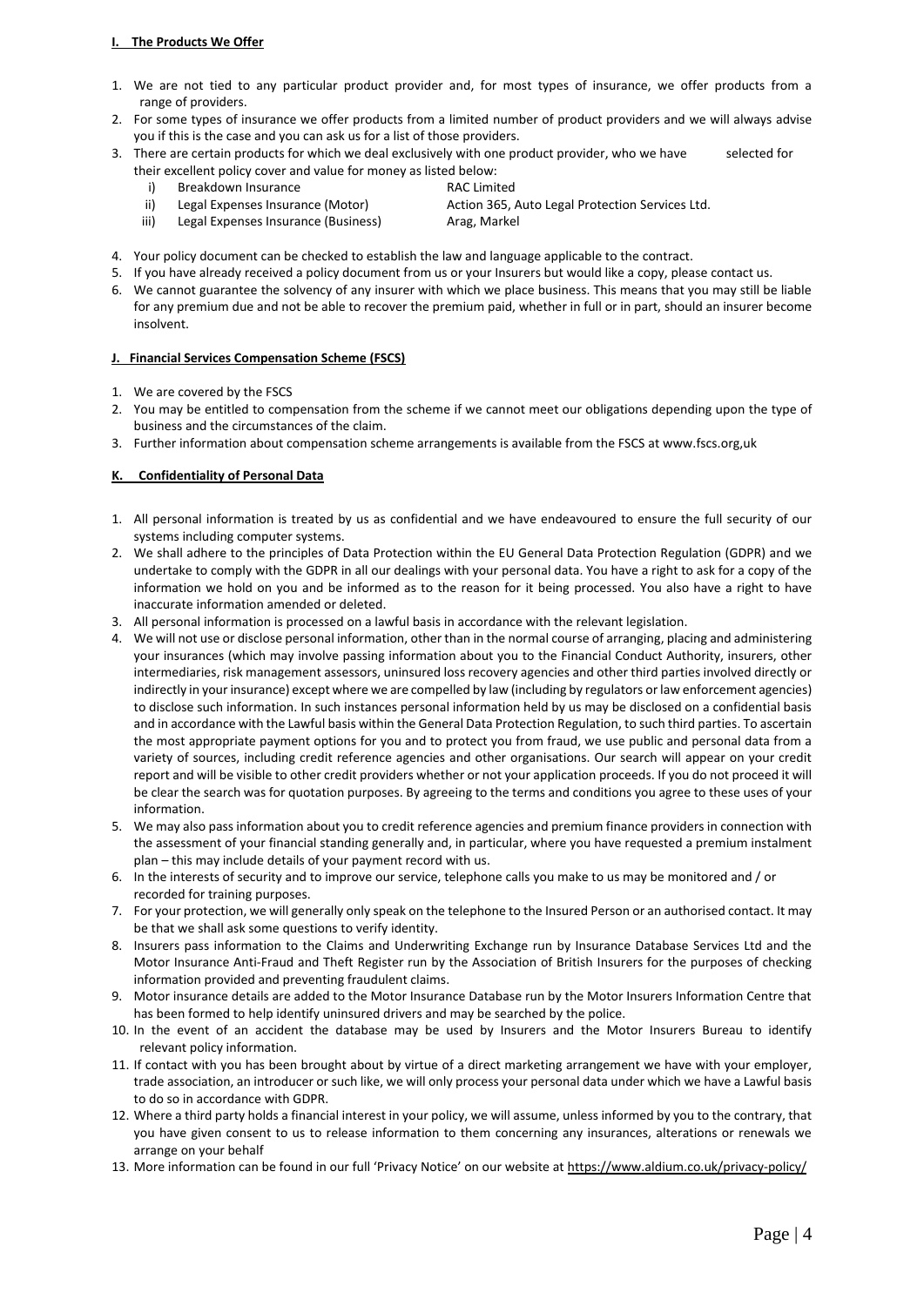## I. The Products We Offer

1. We are not tied to any particular product provider and, for most types of insurance, we offer products from a range of providers.
2. For some types of insurance we offer products from a limited number of product providers and we will always advise you if this is the case and you can ask us for a list of those providers.
3. There are certain products for which we deal exclusively with one product provider, who we have selected for their excellent policy cover and value for money as listed below:
   - i) Breakdown Insurance — RAC Limited
   - ii) Legal Expenses Insurance (Motor) — Action 365, Auto Legal Protection Services Ltd.
   - iii) Legal Expenses Insurance (Business) — Arag, Markel
4. Your policy document can be checked to establish the law and language applicable to the contract.
5. If you have already received a policy document from us or your Insurers but would like a copy, please contact us.
6. We cannot guarantee the solvency of any insurer with which we place business. This means that you may still be liable for any premium due and not be able to recover the premium paid, whether in full or in part, should an insurer become insolvent.

## J. Financial Services Compensation Scheme (FSCS)

1. We are covered by the FSCS
2. You may be entitled to compensation from the scheme if we cannot meet our obligations depending upon the type of business and the circumstances of the claim.
3. Further information about compensation scheme arrangements is available from the FSCS at www.fscs.org,uk

## K. Confidentiality of Personal Data

1. All personal information is treated by us as confidential and we have endeavoured to ensure the full security of our systems including computer systems.
2. We shall adhere to the principles of Data Protection within the EU General Data Protection Regulation (GDPR) and we undertake to comply with the GDPR in all our dealings with your personal data. You have a right to ask for a copy of the information we hold on you and be informed as to the reason for it being processed. You also have a right to have inaccurate information amended or deleted.
3. All personal information is processed on a lawful basis in accordance with the relevant legislation.
4. We will not use or disclose personal information, other than in the normal course of arranging, placing and administering your insurances (which may involve passing information about you to the Financial Conduct Authority, insurers, other intermediaries, risk management assessors, uninsured loss recovery agencies and other third parties involved directly or indirectly in your insurance) except where we are compelled by law (including by regulators or law enforcement agencies) to disclose such information. In such instances personal information held by us may be disclosed on a confidential basis and in accordance with the Lawful basis within the General Data Protection Regulation, to such third parties. To ascertain the most appropriate payment options for you and to protect you from fraud, we use public and personal data from a variety of sources, including credit reference agencies and other organisations. Our search will appear on your credit report and will be visible to other credit providers whether or not your application proceeds. If you do not proceed it will be clear the search was for quotation purposes. By agreeing to the terms and conditions you agree to these uses of your information.
5. We may also pass information about you to credit reference agencies and premium finance providers in connection with the assessment of your financial standing generally and, in particular, where you have requested a premium instalment plan – this may include details of your payment record with us.
6. In the interests of security and to improve our service, telephone calls you make to us may be monitored and / or recorded for training purposes.
7. For your protection, we will generally only speak on the telephone to the Insured Person or an authorised contact. It may be that we shall ask some questions to verify identity.
8. Insurers pass information to the Claims and Underwriting Exchange run by Insurance Database Services Ltd and the Motor Insurance Anti-Fraud and Theft Register run by the Association of British Insurers for the purposes of checking information provided and preventing fraudulent claims.
9. Motor insurance details are added to the Motor Insurance Database run by the Motor Insurers Information Centre that has been formed to help identify uninsured drivers and may be searched by the police.
10. In the event of an accident the database may be used by Insurers and the Motor Insurers Bureau to identify relevant policy information.
11. If contact with you has been brought about by virtue of a direct marketing arrangement we have with your employer, trade association, an introducer or such like, we will only process your personal data under which we have a Lawful basis to do so in accordance with GDPR.
12. Where a third party holds a financial interest in your policy, we will assume, unless informed by you to the contrary, that you have given consent to us to release information to them concerning any insurances, alterations or renewals we arrange on your behalf
13. More information can be found in our full 'Privacy Notice' on our website at https://www.aldium.co.uk/privacy-policy/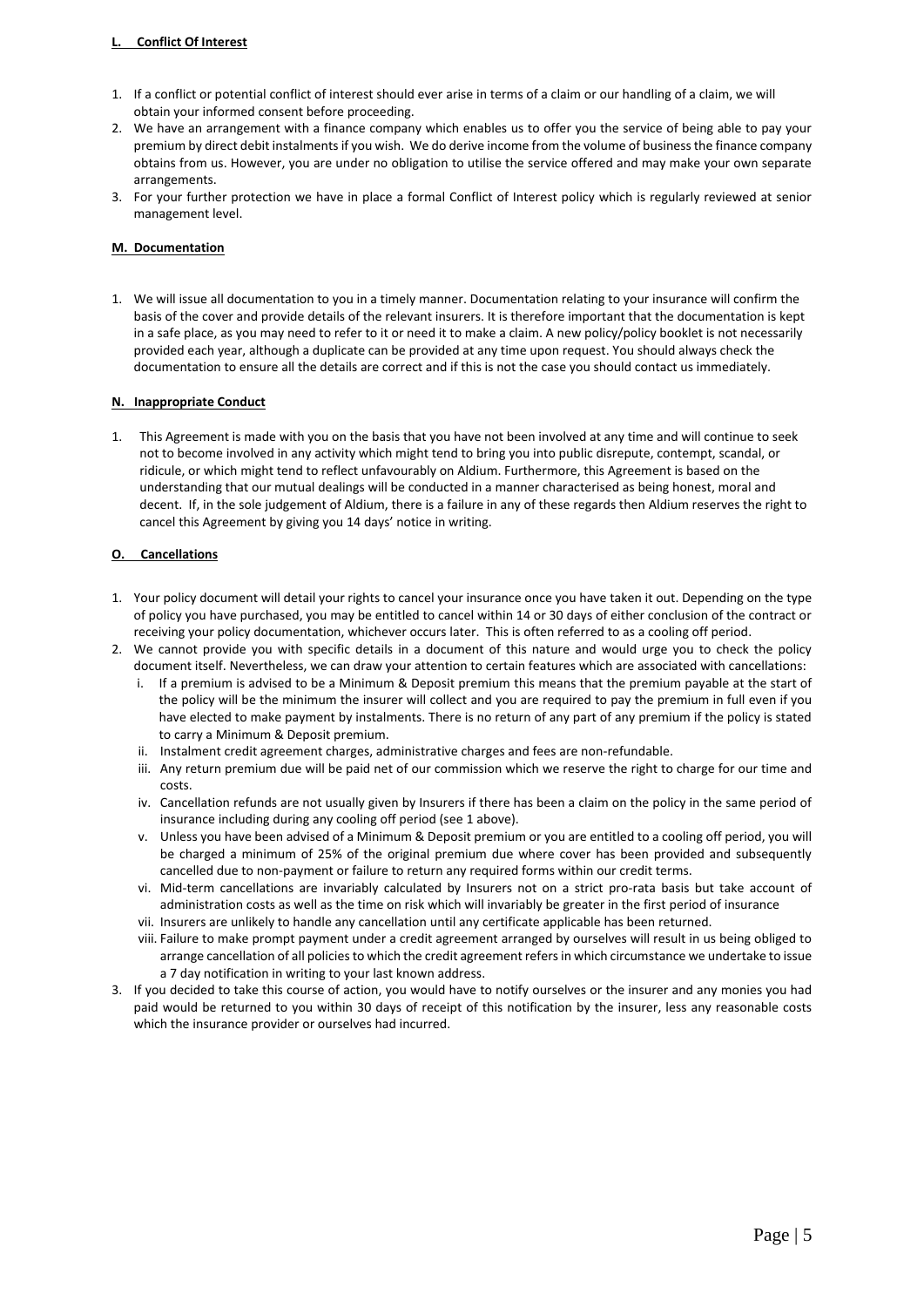## L. Conflict Of Interest

1. If a conflict or potential conflict of interest should ever arise in terms of a claim or our handling of a claim, we will obtain your informed consent before proceeding.
2. We have an arrangement with a finance company which enables us to offer you the service of being able to pay your premium by direct debit instalments if you wish. We do derive income from the volume of business the finance company obtains from us. However, you are under no obligation to utilise the service offered and may make your own separate arrangements.
3. For your further protection we have in place a formal Conflict of Interest policy which is regularly reviewed at senior management level.

## M. Documentation

1. We will issue all documentation to you in a timely manner. Documentation relating to your insurance will confirm the basis of the cover and provide details of the relevant insurers. It is therefore important that the documentation is kept in a safe place, as you may need to refer to it or need it to make a claim. A new policy/policy booklet is not necessarily provided each year, although a duplicate can be provided at any time upon request. You should always check the documentation to ensure all the details are correct and if this is not the case you should contact us immediately.

## N. Inappropriate Conduct

1. This Agreement is made with you on the basis that you have not been involved at any time and will continue to seek not to become involved in any activity which might tend to bring you into public disrepute, contempt, scandal, or ridicule, or which might tend to reflect unfavourably on Aldium. Furthermore, this Agreement is based on the understanding that our mutual dealings will be conducted in a manner characterised as being honest, moral and decent. If, in the sole judgement of Aldium, there is a failure in any of these regards then Aldium reserves the right to cancel this Agreement by giving you 14 days' notice in writing.

## O. Cancellations

1. Your policy document will detail your rights to cancel your insurance once you have taken it out. Depending on the type of policy you have purchased, you may be entitled to cancel within 14 or 30 days of either conclusion of the contract or receiving your policy documentation, whichever occurs later. This is often referred to as a cooling off period.
2. We cannot provide you with specific details in a document of this nature and would urge you to check the policy document itself. Nevertheless, we can draw your attention to certain features which are associated with cancellations:
   i. If a premium is advised to be a Minimum & Deposit premium this means that the premium payable at the start of the policy will be the minimum the insurer will collect and you are required to pay the premium in full even if you have elected to make payment by instalments. There is no return of any part of any premium if the policy is stated to carry a Minimum & Deposit premium.
   ii. Instalment credit agreement charges, administrative charges and fees are non-refundable.
   iii. Any return premium due will be paid net of our commission which we reserve the right to charge for our time and costs.
   iv. Cancellation refunds are not usually given by Insurers if there has been a claim on the policy in the same period of insurance including during any cooling off period (see 1 above).
   v. Unless you have been advised of a Minimum & Deposit premium or you are entitled to a cooling off period, you will be charged a minimum of 25% of the original premium due where cover has been provided and subsequently cancelled due to non-payment or failure to return any required forms within our credit terms.
   vi. Mid-term cancellations are invariably calculated by Insurers not on a strict pro-rata basis but take account of administration costs as well as the time on risk which will invariably be greater in the first period of insurance
   vii. Insurers are unlikely to handle any cancellation until any certificate applicable has been returned.
   viii. Failure to make prompt payment under a credit agreement arranged by ourselves will result in us being obliged to arrange cancellation of all policies to which the credit agreement refers in which circumstance we undertake to issue a 7 day notification in writing to your last known address.
3. If you decided to take this course of action, you would have to notify ourselves or the insurer and any monies you had paid would be returned to you within 30 days of receipt of this notification by the insurer, less any reasonable costs which the insurance provider or ourselves had incurred.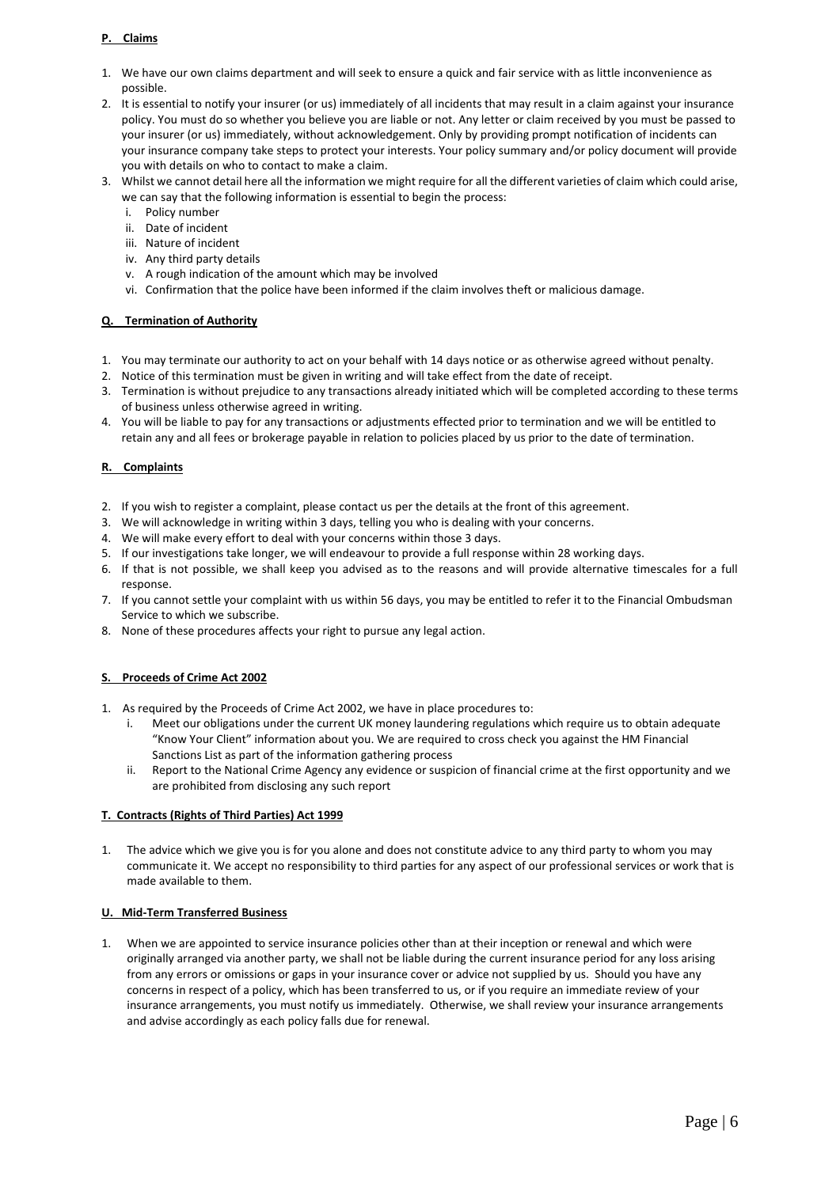## P. Claims

1. We have our own claims department and will seek to ensure a quick and fair service with as little inconvenience as possible.
2. It is essential to notify your insurer (or us) immediately of all incidents that may result in a claim against your insurance policy. You must do so whether you believe you are liable or not. Any letter or claim received by you must be passed to your insurer (or us) immediately, without acknowledgement. Only by providing prompt notification of incidents can your insurance company take steps to protect your interests. Your policy summary and/or policy document will provide you with details on who to contact to make a claim.
3. Whilst we cannot detail here all the information we might require for all the different varieties of claim which could arise, we can say that the following information is essential to begin the process:
   i. Policy number
   ii. Date of incident
   iii. Nature of incident
   iv. Any third party details
   v. A rough indication of the amount which may be involved
   vi. Confirmation that the police have been informed if the claim involves theft or malicious damage.

## Q. Termination of Authority

1. You may terminate our authority to act on your behalf with 14 days notice or as otherwise agreed without penalty.
2. Notice of this termination must be given in writing and will take effect from the date of receipt.
3. Termination is without prejudice to any transactions already initiated which will be completed according to these terms of business unless otherwise agreed in writing.
4. You will be liable to pay for any transactions or adjustments effected prior to termination and we will be entitled to retain any and all fees or brokerage payable in relation to policies placed by us prior to the date of termination.

## R. Complaints

2. If you wish to register a complaint, please contact us per the details at the front of this agreement.
3. We will acknowledge in writing within 3 days, telling you who is dealing with your concerns.
4. We will make every effort to deal with your concerns within those 3 days.
5. If our investigations take longer, we will endeavour to provide a full response within 28 working days.
6. If that is not possible, we shall keep you advised as to the reasons and will provide alternative timescales for a full response.
7. If you cannot settle your complaint with us within 56 days, you may be entitled to refer it to the Financial Ombudsman Service to which we subscribe.
8. None of these procedures affects your right to pursue any legal action.

## S. Proceeds of Crime Act 2002

1. As required by the Proceeds of Crime Act 2002, we have in place procedures to:
   i. Meet our obligations under the current UK money laundering regulations which require us to obtain adequate "Know Your Client" information about you. We are required to cross check you against the HM Financial Sanctions List as part of the information gathering process
   ii. Report to the National Crime Agency any evidence or suspicion of financial crime at the first opportunity and we are prohibited from disclosing any such report

## T. Contracts (Rights of Third Parties) Act 1999

1. The advice which we give you is for you alone and does not constitute advice to any third party to whom you may communicate it. We accept no responsibility to third parties for any aspect of our professional services or work that is made available to them.

## U. Mid-Term Transferred Business

1. When we are appointed to service insurance policies other than at their inception or renewal and which were originally arranged via another party, we shall not be liable during the current insurance period for any loss arising from any errors or omissions or gaps in your insurance cover or advice not supplied by us. Should you have any concerns in respect of a policy, which has been transferred to us, or if you require an immediate review of your insurance arrangements, you must notify us immediately. Otherwise, we shall review your insurance arrangements and advise accordingly as each policy falls due for renewal.